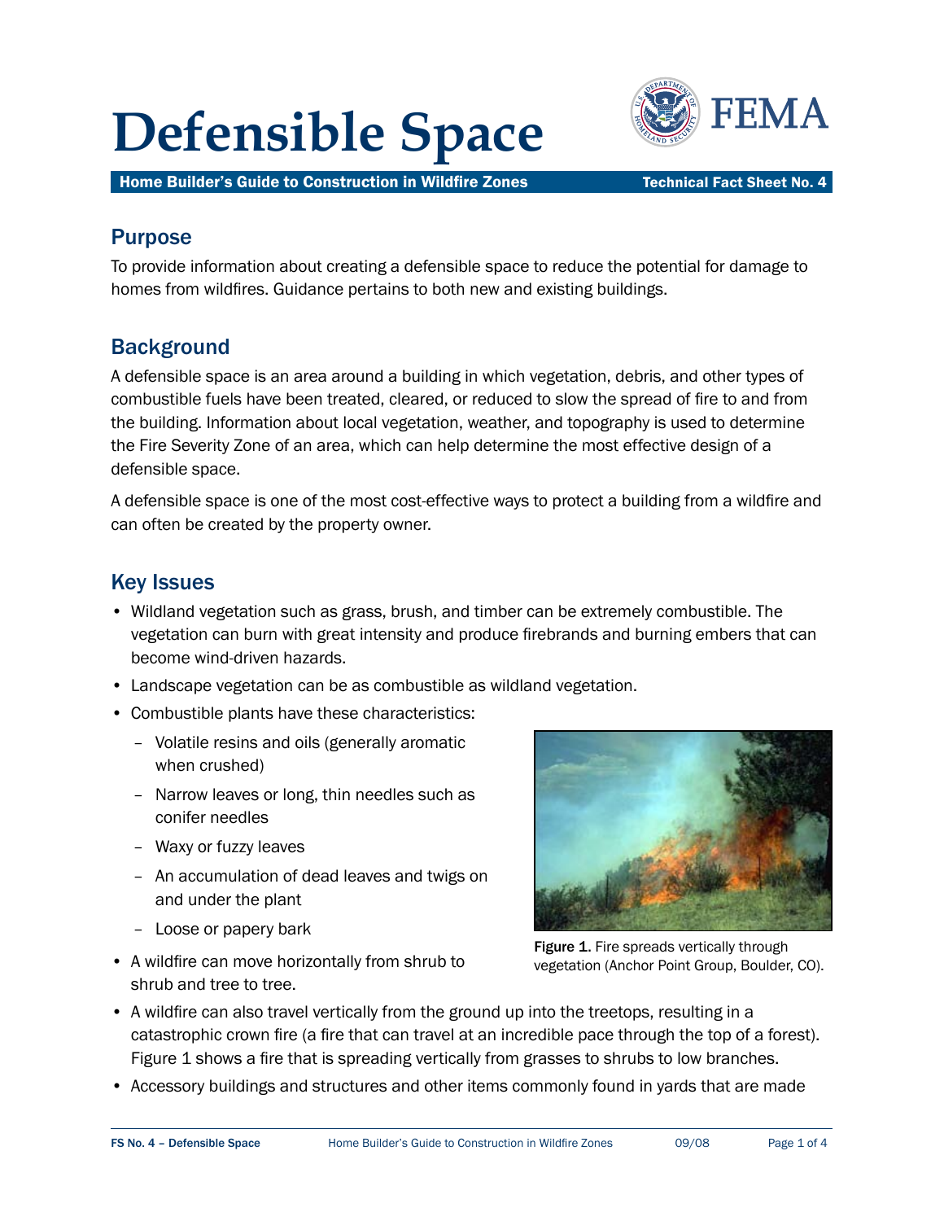# Defensible Space

**Home Builder's Guide to Construction in Wildfire Zones** — **Technical Fact Sheet No. 4**

## Purpose

To provide information about creating a defensible space to reduce the potential for damage to homes from wildfires. Guidance pertains to both new and existing buildings.

## Background

A defensible space is an area around a building in which vegetation, debris, and other types of combustible fuels have been treated, cleared, or reduced to slow the spread of fire to and from the building. Information about local vegetation, weather, and topography is used to determine the Fire Severity Zone of an area, which can help determine the most effective design of a defensible space.

A defensible space is one of the most cost-effective ways to protect a building from a wildfire and can often be created by the property owner.

## Key Issues

- Wildland vegetation such as grass, brush, and timber can be extremely combustible. The vegetation can burn with great intensity and produce firebrands and burning embers that can become wind-driven hazards.
- Landscape vegetation can be as combustible as wildland vegetation.
- Combustible plants have these characteristics:
  - Volatile resins and oils (generally aromatic when crushed)
  - Narrow leaves or long, thin needles such as conifer needles
  - Waxy or fuzzy leaves
  - An accumulation of dead leaves and twigs on and under the plant
  - Loose or papery bark
- A wildfire can move horizontally from shrub to shrub and tree to tree.
- A wildfire can also travel vertically from the ground up into the treetops, resulting in a catastrophic crown fire (a fire that can travel at an incredible pace through the top of a forest). Figure 1 shows a fire that is spreading vertically from grasses to shrubs to low branches.
- Accessory buildings and structures and other items commonly found in yards that are made

**Figure 1.** Fire spreads vertically through vegetation (Anchor Point Group, Boulder, CO).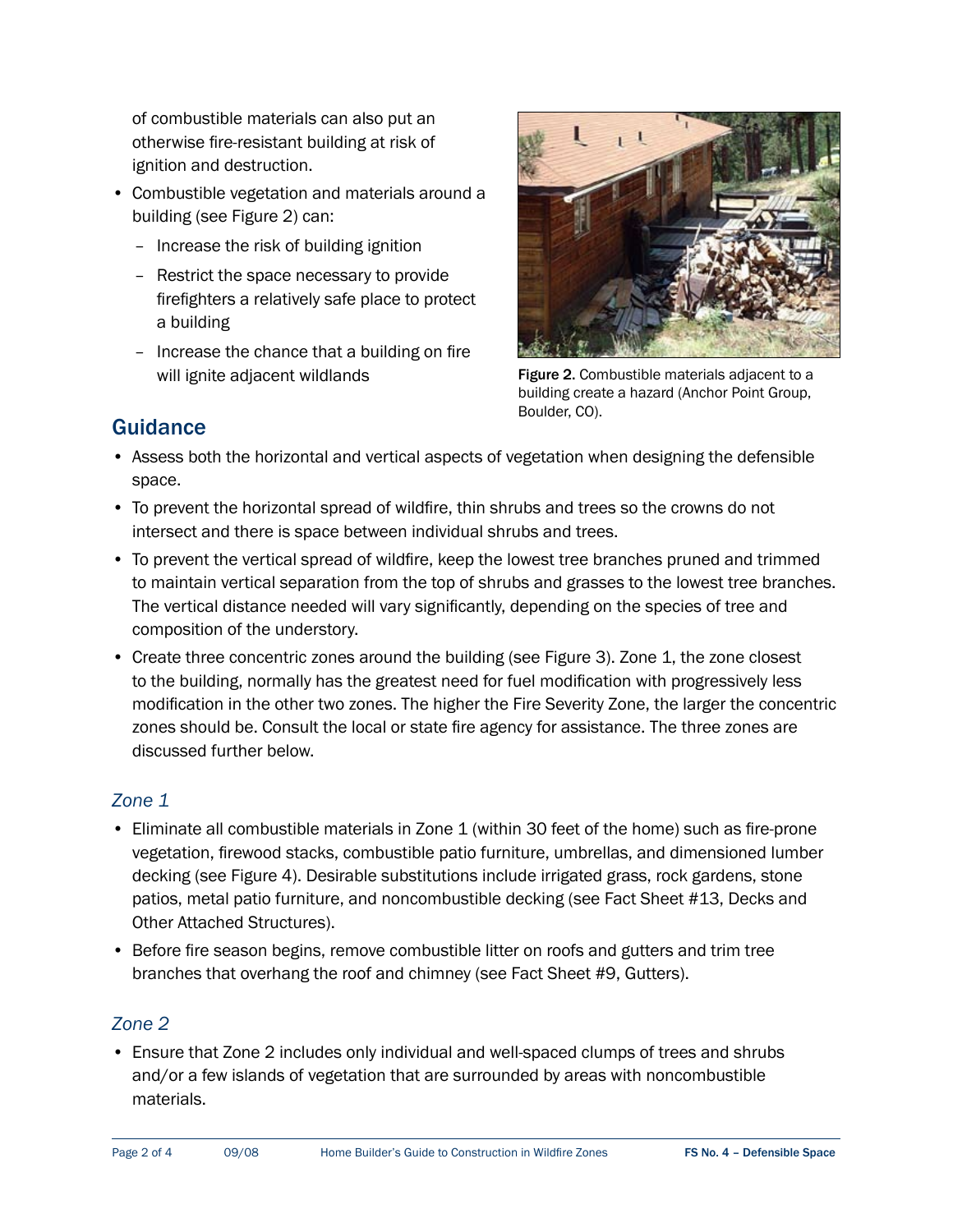of combustible materials can also put an otherwise fire-resistant building at risk of ignition and destruction.

- Combustible vegetation and materials around a building (see Figure 2) can:
  - Increase the risk of building ignition
  - Restrict the space necessary to provide firefighters a relatively safe place to protect a building
  - Increase the chance that a building on fire will ignite adjacent wildlands

**Figure 2.** Combustible materials adjacent to a building create a hazard (Anchor Point Group, Boulder, CO).

## Guidance

- Assess both the horizontal and vertical aspects of vegetation when designing the defensible space.
- To prevent the horizontal spread of wildfire, thin shrubs and trees so the crowns do not intersect and there is space between individual shrubs and trees.
- To prevent the vertical spread of wildfire, keep the lowest tree branches pruned and trimmed to maintain vertical separation from the top of shrubs and grasses to the lowest tree branches. The vertical distance needed will vary significantly, depending on the species of tree and composition of the understory.
- Create three concentric zones around the building (see Figure 3). Zone 1, the zone closest to the building, normally has the greatest need for fuel modification with progressively less modification in the other two zones. The higher the Fire Severity Zone, the larger the concentric zones should be. Consult the local or state fire agency for assistance. The three zones are discussed further below.

### *Zone 1*

- Eliminate all combustible materials in Zone 1 (within 30 feet of the home) such as fire-prone vegetation, firewood stacks, combustible patio furniture, umbrellas, and dimensioned lumber decking (see Figure 4). Desirable substitutions include irrigated grass, rock gardens, stone patios, metal patio furniture, and noncombustible decking (see Fact Sheet #13, Decks and Other Attached Structures).
- Before fire season begins, remove combustible litter on roofs and gutters and trim tree branches that overhang the roof and chimney (see Fact Sheet #9, Gutters).

### *Zone 2*

- Ensure that Zone 2 includes only individual and well-spaced clumps of trees and shrubs and/or a few islands of vegetation that are surrounded by areas with noncombustible materials.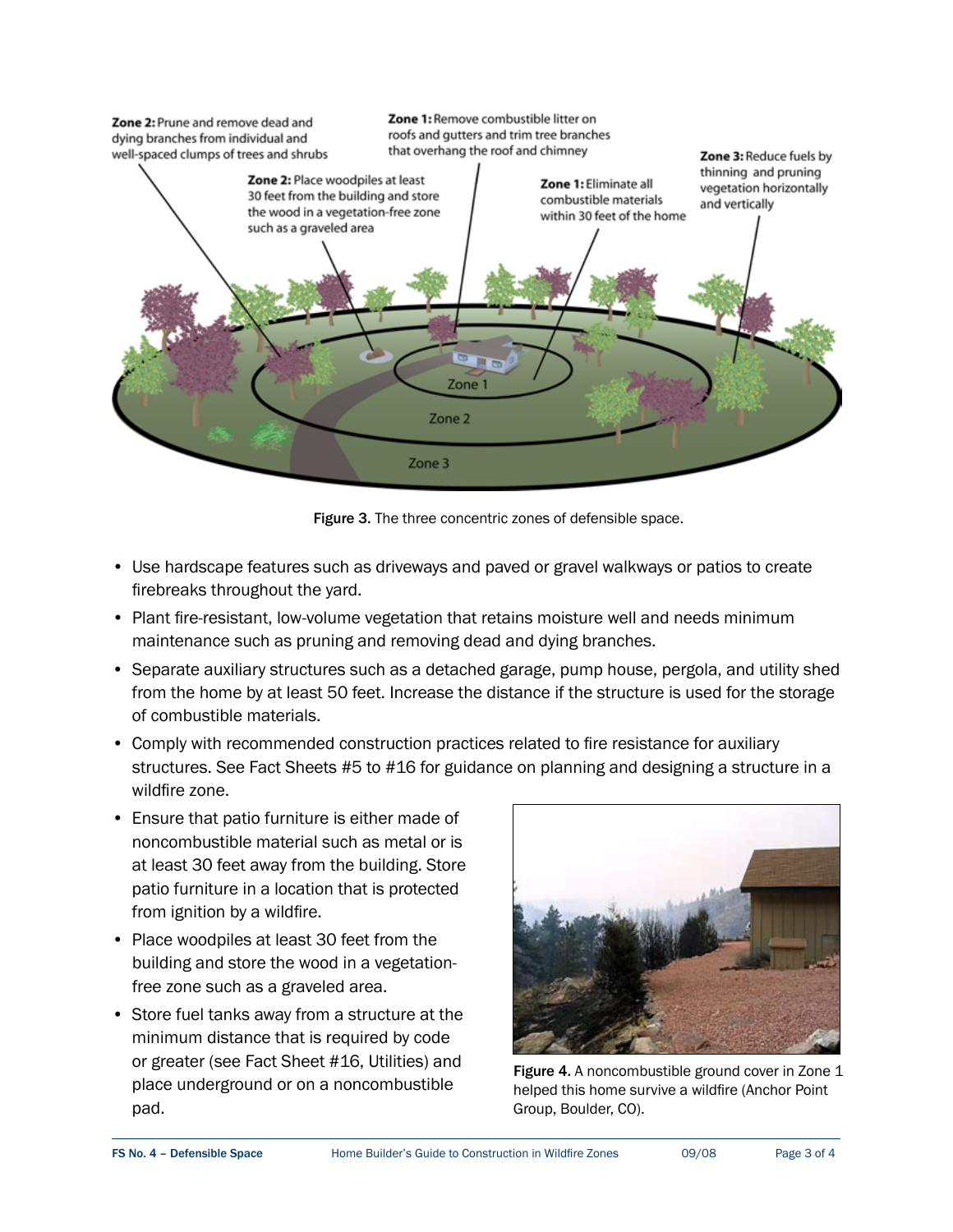Zone 2: Prune and remove dead and dying branches from individual and well-spaced clumps of trees and shrubs

Zone 1: Remove combustible litter on roofs and gutters and trim tree branches that overhang the roof and chimney

Zone 2: Place woodpiles at least 30 feet from the building and store the wood in a vegetation-free zone such as a graveled area

Zone 1: Eliminate all combustible materials within 30 feet of the home

Zone 3: Reduce fuels by thinning and pruning vegetation horizontally and vertically

Zone 1

Zone 2

Zone 3

**Figure 3.** The three concentric zones of defensible space.

- Use hardscape features such as driveways and paved or gravel walkways or patios to create firebreaks throughout the yard.
- Plant fire-resistant, low-volume vegetation that retains moisture well and needs minimum maintenance such as pruning and removing dead and dying branches.
- Separate auxiliary structures such as a detached garage, pump house, pergola, and utility shed from the home by at least 50 feet. Increase the distance if the structure is used for the storage of combustible materials.
- Comply with recommended construction practices related to fire resistance for auxiliary structures. See Fact Sheets #5 to #16 for guidance on planning and designing a structure in a wildfire zone.
- Ensure that patio furniture is either made of noncombustible material such as metal or is at least 30 feet away from the building. Store patio furniture in a location that is protected from ignition by a wildfire.
- Place woodpiles at least 30 feet from the building and store the wood in a vegetation-free zone such as a graveled area.
- Store fuel tanks away from a structure at the minimum distance that is required by code or greater (see Fact Sheet #16, Utilities) and place underground or on a noncombustible pad.

**Figure 4.** A noncombustible ground cover in Zone 1 helped this home survive a wildfire (Anchor Point Group, Boulder, CO).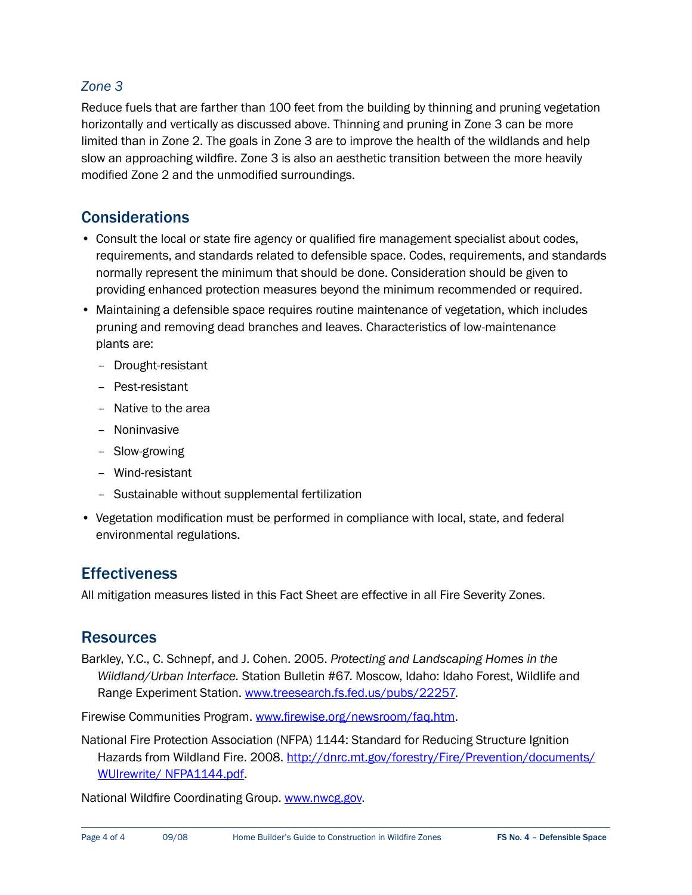### *Zone 3*

Reduce fuels that are farther than 100 feet from the building by thinning and pruning vegetation horizontally and vertically as discussed above. Thinning and pruning in Zone 3 can be more limited than in Zone 2. The goals in Zone 3 are to improve the health of the wildlands and help slow an approaching wildfire. Zone 3 is also an aesthetic transition between the more heavily modified Zone 2 and the unmodified surroundings.

## Considerations

- Consult the local or state fire agency or qualified fire management specialist about codes, requirements, and standards related to defensible space. Codes, requirements, and standards normally represent the minimum that should be done. Consideration should be given to providing enhanced protection measures beyond the minimum recommended or required.
- Maintaining a defensible space requires routine maintenance of vegetation, which includes pruning and removing dead branches and leaves. Characteristics of low-maintenance plants are:
  - Drought-resistant
  - Pest-resistant
  - Native to the area
  - Noninvasive
  - Slow-growing
  - Wind-resistant
  - Sustainable without supplemental fertilization
- Vegetation modification must be performed in compliance with local, state, and federal environmental regulations.

## Effectiveness

All mitigation measures listed in this Fact Sheet are effective in all Fire Severity Zones.

## Resources

Barkley, Y.C., C. Schnepf, and J. Cohen. 2005. *Protecting and Landscaping Homes in the Wildland/Urban Interface.* Station Bulletin #67. Moscow, Idaho: Idaho Forest, Wildlife and Range Experiment Station. www.treesearch.fs.fed.us/pubs/22257.

Firewise Communities Program. www.firewise.org/newsroom/faq.htm.

National Fire Protection Association (NFPA) 1144: Standard for Reducing Structure Ignition Hazards from Wildland Fire. 2008. http://dnrc.mt.gov/forestry/Fire/Prevention/documents/WUIrewrite/ NFPA1144.pdf.

National Wildfire Coordinating Group. www.nwcg.gov.